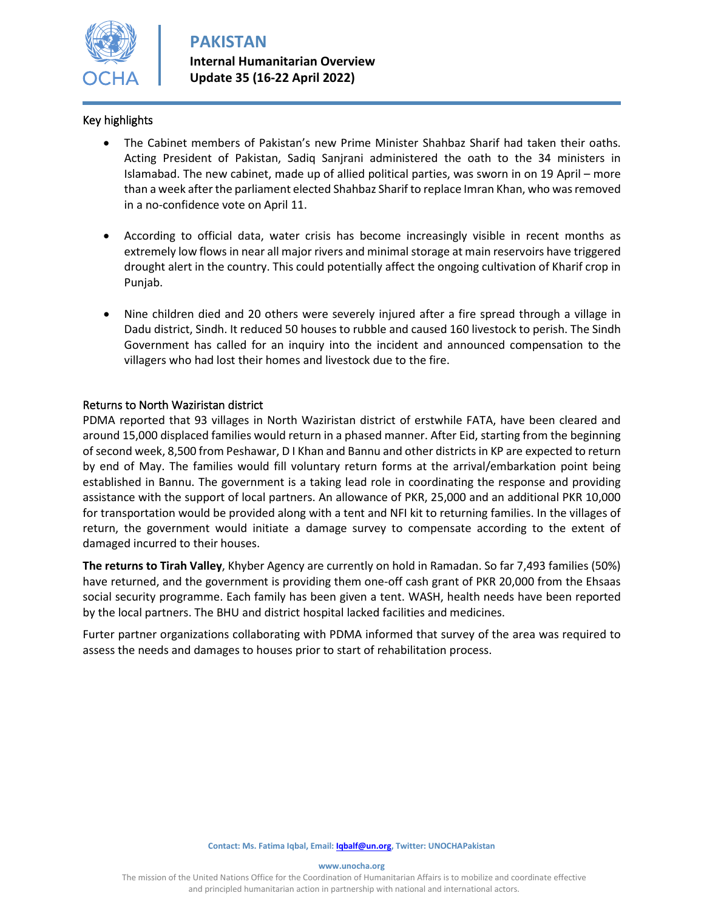# PAKISTAN

**Internal Humanitarian Overview**
**Update 35 (16-22 April 2022)**

## Key highlights

- The Cabinet members of Pakistan's new Prime Minister Shahbaz Sharif had taken their oaths. Acting President of Pakistan, Sadiq Sanjrani administered the oath to the 34 ministers in Islamabad. The new cabinet, made up of allied political parties, was sworn in on 19 April – more than a week after the parliament elected Shahbaz Sharif to replace Imran Khan, who was removed in a no-confidence vote on April 11.

- According to official data, water crisis has become increasingly visible in recent months as extremely low flows in near all major rivers and minimal storage at main reservoirs have triggered drought alert in the country. This could potentially affect the ongoing cultivation of Kharif crop in Punjab.

- Nine children died and 20 others were severely injured after a fire spread through a village in Dadu district, Sindh. It reduced 50 houses to rubble and caused 160 livestock to perish. The Sindh Government has called for an inquiry into the incident and announced compensation to the villagers who had lost their homes and livestock due to the fire.

## Returns to North Waziristan district

PDMA reported that 93 villages in North Waziristan district of erstwhile FATA, have been cleared and around 15,000 displaced families would return in a phased manner. After Eid, starting from the beginning of second week, 8,500 from Peshawar, D I Khan and Bannu and other districts in KP are expected to return by end of May. The families would fill voluntary return forms at the arrival/embarkation point being established in Bannu. The government is a taking lead role in coordinating the response and providing assistance with the support of local partners. An allowance of PKR, 25,000 and an additional PKR 10,000 for transportation would be provided along with a tent and NFI kit to returning families. In the villages of return, the government would initiate a damage survey to compensate according to the extent of damaged incurred to their houses.

**The returns to Tirah Valley**, Khyber Agency are currently on hold in Ramadan. So far 7,493 families (50%) have returned, and the government is providing them one-off cash grant of PKR 20,000 from the Ehsaas social security programme. Each family has been given a tent. WASH, health needs have been reported by the local partners. The BHU and district hospital lacked facilities and medicines.

Furter partner organizations collaborating with PDMA informed that survey of the area was required to assess the needs and damages to houses prior to start of rehabilitation process.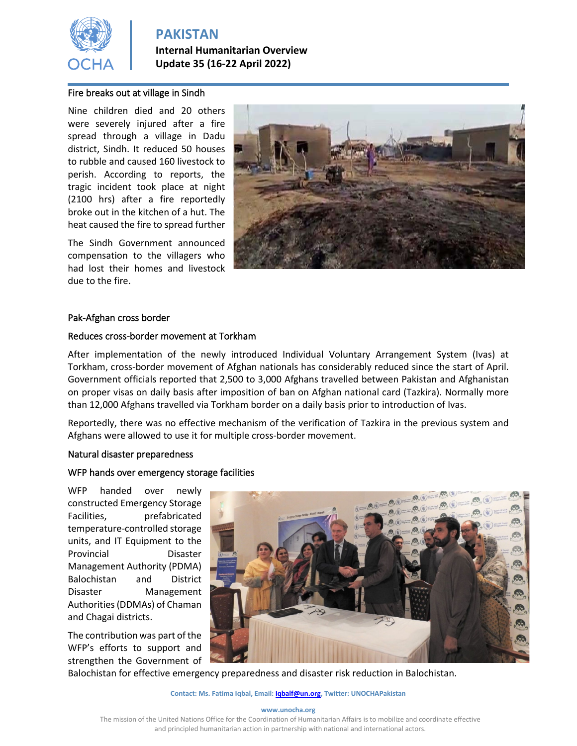## Fire breaks out at village in Sindh

Nine children died and 20 others were severely injured after a fire spread through a village in Dadu district, Sindh. It reduced 50 houses to rubble and caused 160 livestock to perish. According to reports, the tragic incident took place at night (2100 hrs) after a fire reportedly broke out in the kitchen of a hut. The heat caused the fire to spread further

The Sindh Government announced compensation to the villagers who had lost their homes and livestock due to the fire.

## Pak-Afghan cross border

### Reduces cross-border movement at Torkham

After implementation of the newly introduced Individual Voluntary Arrangement System (Ivas) at Torkham, cross-border movement of Afghan nationals has considerably reduced since the start of April. Government officials reported that 2,500 to 3,000 Afghans travelled between Pakistan and Afghanistan on proper visas on daily basis after imposition of ban on Afghan national card (Tazkira). Normally more than 12,000 Afghans travelled via Torkham border on a daily basis prior to introduction of Ivas.

Reportedly, there was no effective mechanism of the verification of Tazkira in the previous system and Afghans were allowed to use it for multiple cross-border movement.

## Natural disaster preparedness

### WFP hands over emergency storage facilities

WFP handed over newly constructed Emergency Storage Facilities, prefabricated temperature-controlled storage units, and IT Equipment to the Provincial Disaster Management Authority (PDMA) Balochistan and District Disaster Management Authorities (DDMAs) of Chaman and Chagai districts.

The contribution was part of the WFP's efforts to support and strengthen the Government of Balochistan for effective emergency preparedness and disaster risk reduction in Balochistan.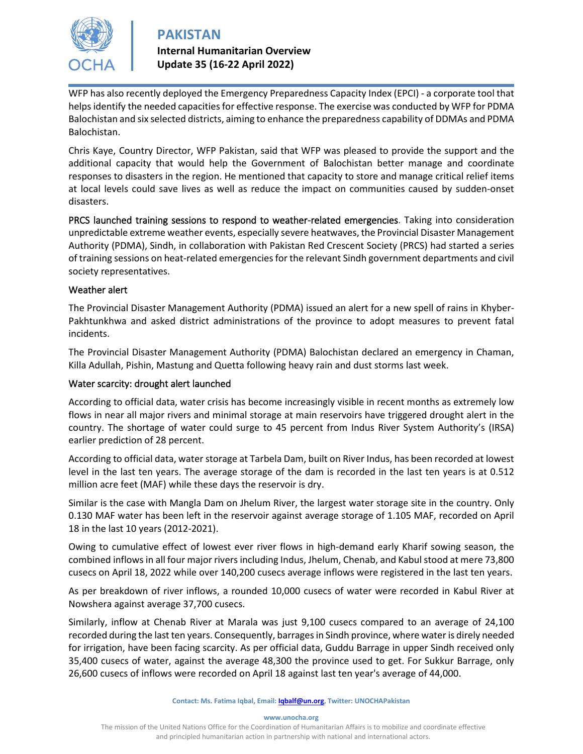WFP has also recently deployed the Emergency Preparedness Capacity Index (EPCI) - a corporate tool that helps identify the needed capacities for effective response. The exercise was conducted by WFP for PDMA Balochistan and six selected districts, aiming to enhance the preparedness capability of DDMAs and PDMA Balochistan.

Chris Kaye, Country Director, WFP Pakistan, said that WFP was pleased to provide the support and the additional capacity that would help the Government of Balochistan better manage and coordinate responses to disasters in the region. He mentioned that capacity to store and manage critical relief items at local levels could save lives as well as reduce the impact on communities caused by sudden-onset disasters.

PRCS launched training sessions to respond to weather-related emergencies. Taking into consideration unpredictable extreme weather events, especially severe heatwaves, the Provincial Disaster Management Authority (PDMA), Sindh, in collaboration with Pakistan Red Crescent Society (PRCS) had started a series of training sessions on heat-related emergencies for the relevant Sindh government departments and civil society representatives.

### Weather alert

The Provincial Disaster Management Authority (PDMA) issued an alert for a new spell of rains in Khyber-Pakhtunkhwa and asked district administrations of the province to adopt measures to prevent fatal incidents.

The Provincial Disaster Management Authority (PDMA) Balochistan declared an emergency in Chaman, Killa Adullah, Pishin, Mastung and Quetta following heavy rain and dust storms last week.

### Water scarcity: drought alert launched

According to official data, water crisis has become increasingly visible in recent months as extremely low flows in near all major rivers and minimal storage at main reservoirs have triggered drought alert in the country. The shortage of water could surge to 45 percent from Indus River System Authority's (IRSA) earlier prediction of 28 percent.

According to official data, water storage at Tarbela Dam, built on River Indus, has been recorded at lowest level in the last ten years. The average storage of the dam is recorded in the last ten years is at 0.512 million acre feet (MAF) while these days the reservoir is dry.

Similar is the case with Mangla Dam on Jhelum River, the largest water storage site in the country. Only 0.130 MAF water has been left in the reservoir against average storage of 1.105 MAF, recorded on April 18 in the last 10 years (2012-2021).

Owing to cumulative effect of lowest ever river flows in high-demand early Kharif sowing season, the combined inflows in all four major rivers including Indus, Jhelum, Chenab, and Kabul stood at mere 73,800 cusecs on April 18, 2022 while over 140,200 cusecs average inflows were registered in the last ten years.

As per breakdown of river inflows, a rounded 10,000 cusecs of water were recorded in Kabul River at Nowshera against average 37,700 cusecs.

Similarly, inflow at Chenab River at Marala was just 9,100 cusecs compared to an average of 24,100 recorded during the last ten years. Consequently, barrages in Sindh province, where water is direly needed for irrigation, have been facing scarcity. As per official data, Guddu Barrage in upper Sindh received only 35,400 cusecs of water, against the average 48,300 the province used to get. For Sukkur Barrage, only 26,600 cusecs of inflows were recorded on April 18 against last ten year's average of 44,000.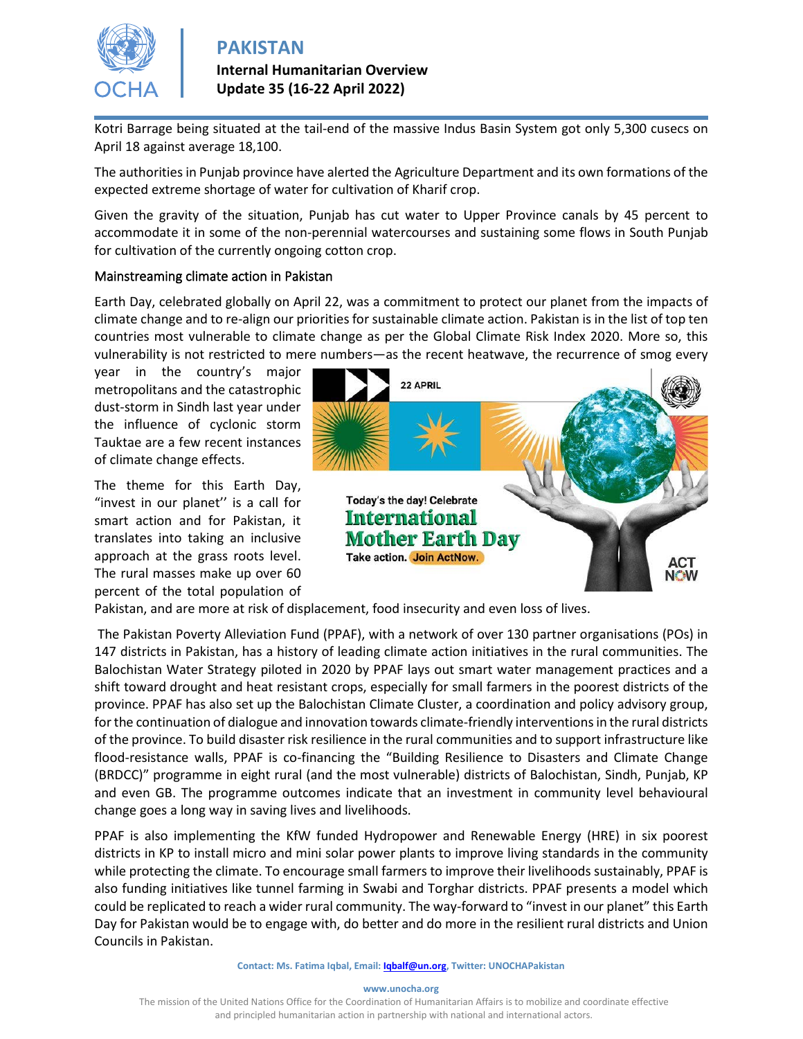Kotri Barrage being situated at the tail-end of the massive Indus Basin System got only 5,300 cusecs on April 18 against average 18,100.

The authorities in Punjab province have alerted the Agriculture Department and its own formations of the expected extreme shortage of water for cultivation of Kharif crop.

Given the gravity of the situation, Punjab has cut water to Upper Province canals by 45 percent to accommodate it in some of the non-perennial watercourses and sustaining some flows in South Punjab for cultivation of the currently ongoing cotton crop.

### Mainstreaming climate action in Pakistan

Earth Day, celebrated globally on April 22, was a commitment to protect our planet from the impacts of climate change and to re-align our priorities for sustainable climate action. Pakistan is in the list of top ten countries most vulnerable to climate change as per the Global Climate Risk Index 2020. More so, this vulnerability is not restricted to mere numbers—as the recent heatwave, the recurrence of smog every year in the country's major metropolitans and the catastrophic dust-storm in Sindh last year under the influence of cyclonic storm Tauktae are a few recent instances of climate change effects.

The theme for this Earth Day, "invest in our planet'' is a call for smart action and for Pakistan, it translates into taking an inclusive approach at the grass roots level. The rural masses make up over 60 percent of the total population of Pakistan, and are more at risk of displacement, food insecurity and even loss of lives.

The Pakistan Poverty Alleviation Fund (PPAF), with a network of over 130 partner organisations (POs) in 147 districts in Pakistan, has a history of leading climate action initiatives in the rural communities. The Balochistan Water Strategy piloted in 2020 by PPAF lays out smart water management practices and a shift toward drought and heat resistant crops, especially for small farmers in the poorest districts of the province. PPAF has also set up the Balochistan Climate Cluster, a coordination and policy advisory group, for the continuation of dialogue and innovation towards climate-friendly interventions in the rural districts of the province. To build disaster risk resilience in the rural communities and to support infrastructure like flood-resistance walls, PPAF is co-financing the "Building Resilience to Disasters and Climate Change (BRDCC)" programme in eight rural (and the most vulnerable) districts of Balochistan, Sindh, Punjab, KP and even GB. The programme outcomes indicate that an investment in community level behavioural change goes a long way in saving lives and livelihoods.

PPAF is also implementing the KfW funded Hydropower and Renewable Energy (HRE) in six poorest districts in KP to install micro and mini solar power plants to improve living standards in the community while protecting the climate. To encourage small farmers to improve their livelihoods sustainably, PPAF is also funding initiatives like tunnel farming in Swabi and Torghar districts. PPAF presents a model which could be replicated to reach a wider rural community. The way-forward to "invest in our planet" this Earth Day for Pakistan would be to engage with, do better and do more in the resilient rural districts and Union Councils in Pakistan.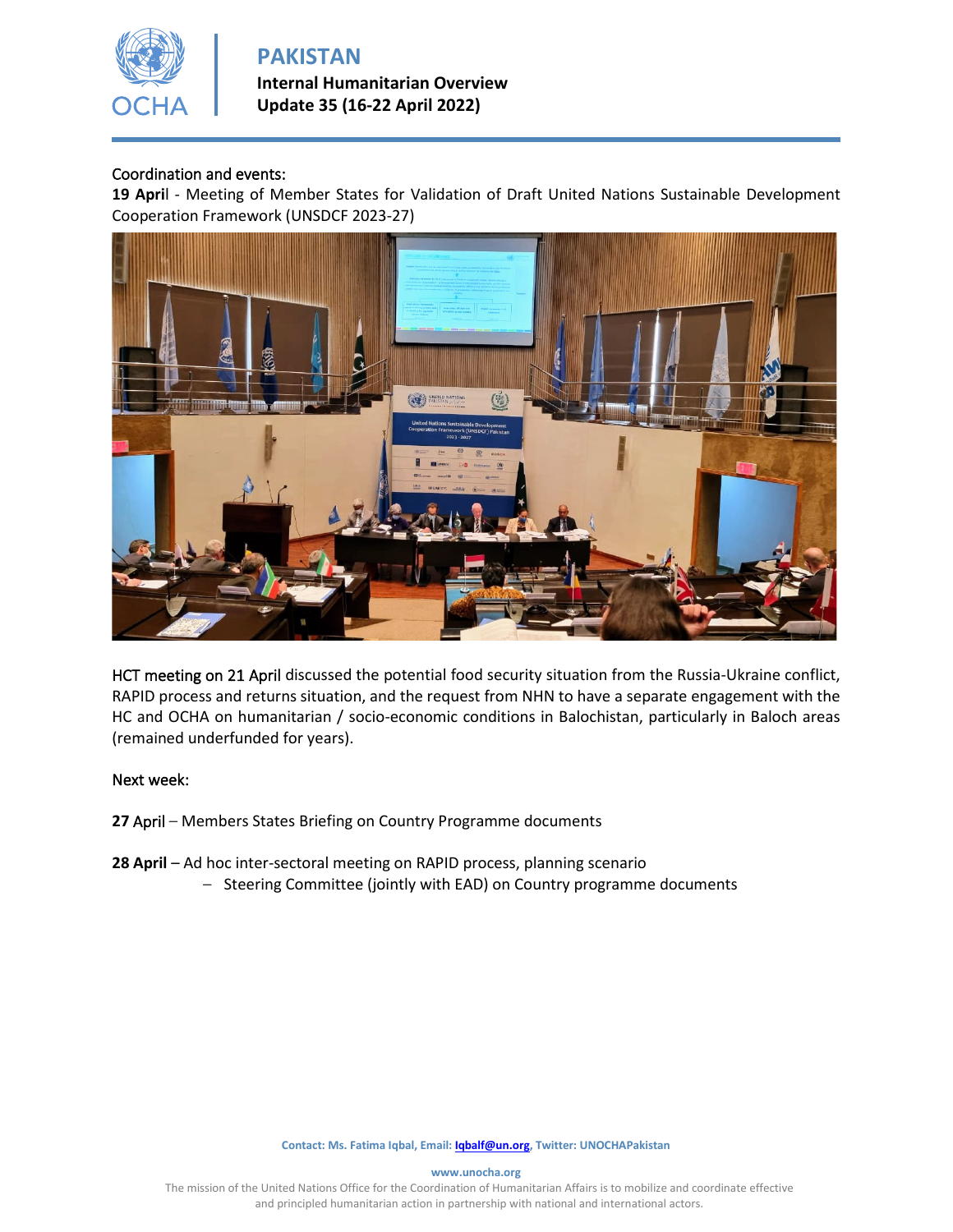Coordination and events:

**19 April** - Meeting of Member States for Validation of Draft United Nations Sustainable Development Cooperation Framework (UNSDCF 2023-27)

HCT meeting on 21 April discussed the potential food security situation from the Russia-Ukraine conflict, RAPID process and returns situation, and the request from NHN to have a separate engagement with the HC and OCHA on humanitarian / socio-economic conditions in Balochistan, particularly in Baloch areas (remained underfunded for years).

Next week:

**27 April** – Members States Briefing on Country Programme documents

**28 April** – Ad hoc inter-sectoral meeting on RAPID process, planning scenario

- Steering Committee (jointly with EAD) on Country programme documents

Contact: Ms. Fatima Iqbal, Email: Iqbalf@un.org, Twitter: UNOCHAPakistan

www.unocha.org

The mission of the United Nations Office for the Coordination of Humanitarian Affairs is to mobilize and coordinate effective and principled humanitarian action in partnership with national and international actors.